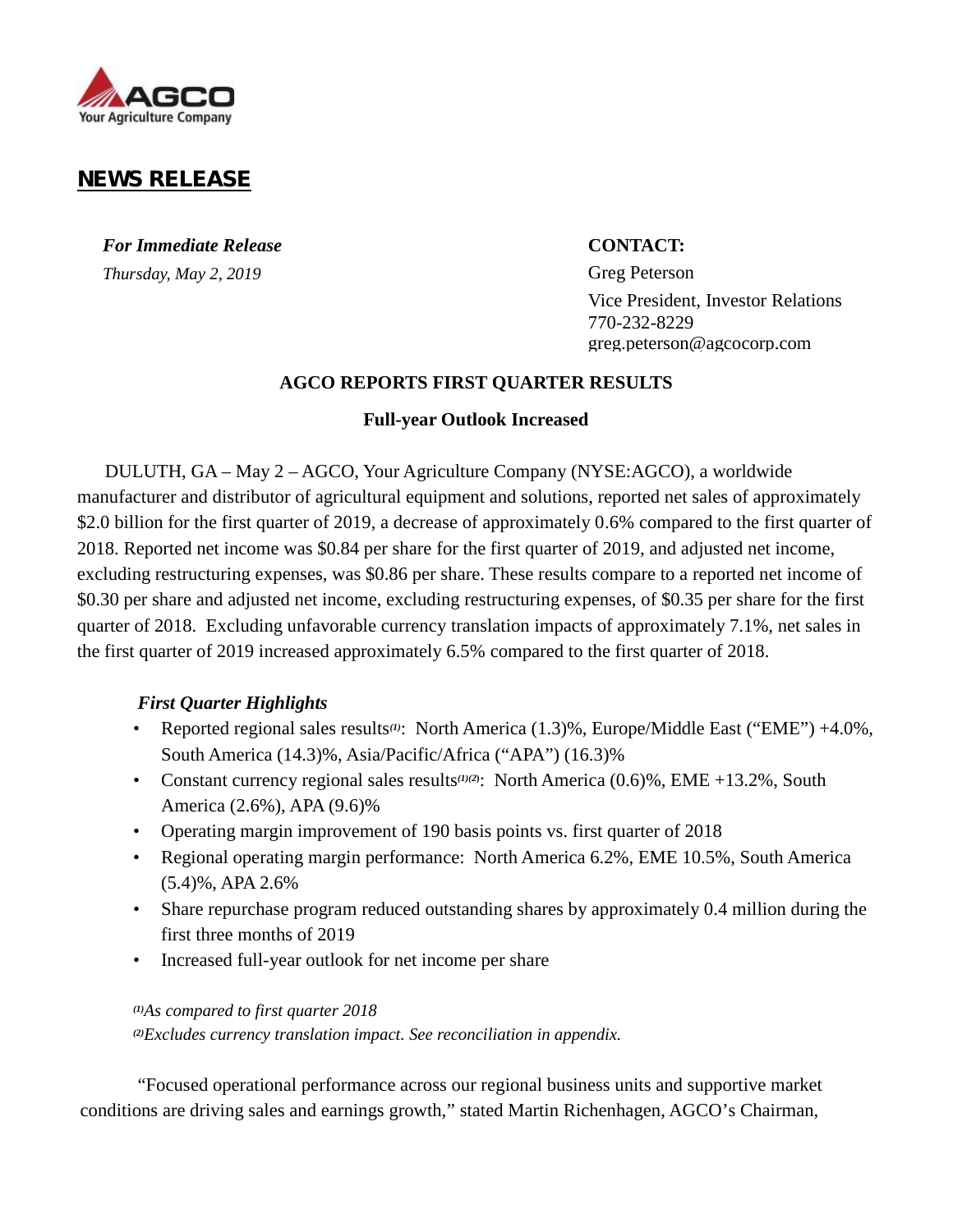AGCO
Your Agriculture Company

# NEWS RELEASE

***For Immediate Release***
*Thursday, May 2, 2019*

**CONTACT:**
Greg Peterson
Vice President, Investor Relations
770-232-8229
greg.peterson@agcocorp.com

## AGCO REPORTS FIRST QUARTER RESULTS

### Full-year Outlook Increased

DULUTH, GA – May 2 – AGCO, Your Agriculture Company (NYSE:AGCO), a worldwide manufacturer and distributor of agricultural equipment and solutions, reported net sales of approximately $2.0 billion for the first quarter of 2019, a decrease of approximately 0.6% compared to the first quarter of 2018. Reported net income was $0.84 per share for the first quarter of 2019, and adjusted net income, excluding restructuring expenses, was $0.86 per share. These results compare to a reported net income of $0.30 per share and adjusted net income, excluding restructuring expenses, of $0.35 per share for the first quarter of 2018. Excluding unfavorable currency translation impacts of approximately 7.1%, net sales in the first quarter of 2019 increased approximately 6.5% compared to the first quarter of 2018.

***First Quarter Highlights***

- Reported regional sales results[(1)]: North America (1.3)%, Europe/Middle East ("EME") +4.0%, South America (14.3)%, Asia/Pacific/Africa ("APA") (16.3)%
- Constant currency regional sales results[(1)(2)]: North America (0.6)%, EME +13.2%, South America (2.6)%, APA (9.6)%
- Operating margin improvement of 190 basis points vs. first quarter of 2018
- Regional operating margin performance: North America 6.2%, EME 10.5%, South America (5.4)%, APA 2.6%
- Share repurchase program reduced outstanding shares by approximately 0.4 million during the first three months of 2019
- Increased full-year outlook for net income per share

*[(1)]As compared to first quarter 2018*
*[(2)]Excludes currency translation impact. See reconciliation in appendix.*

"Focused operational performance across our regional business units and supportive market conditions are driving sales and earnings growth," stated Martin Richenhagen, AGCO's Chairman,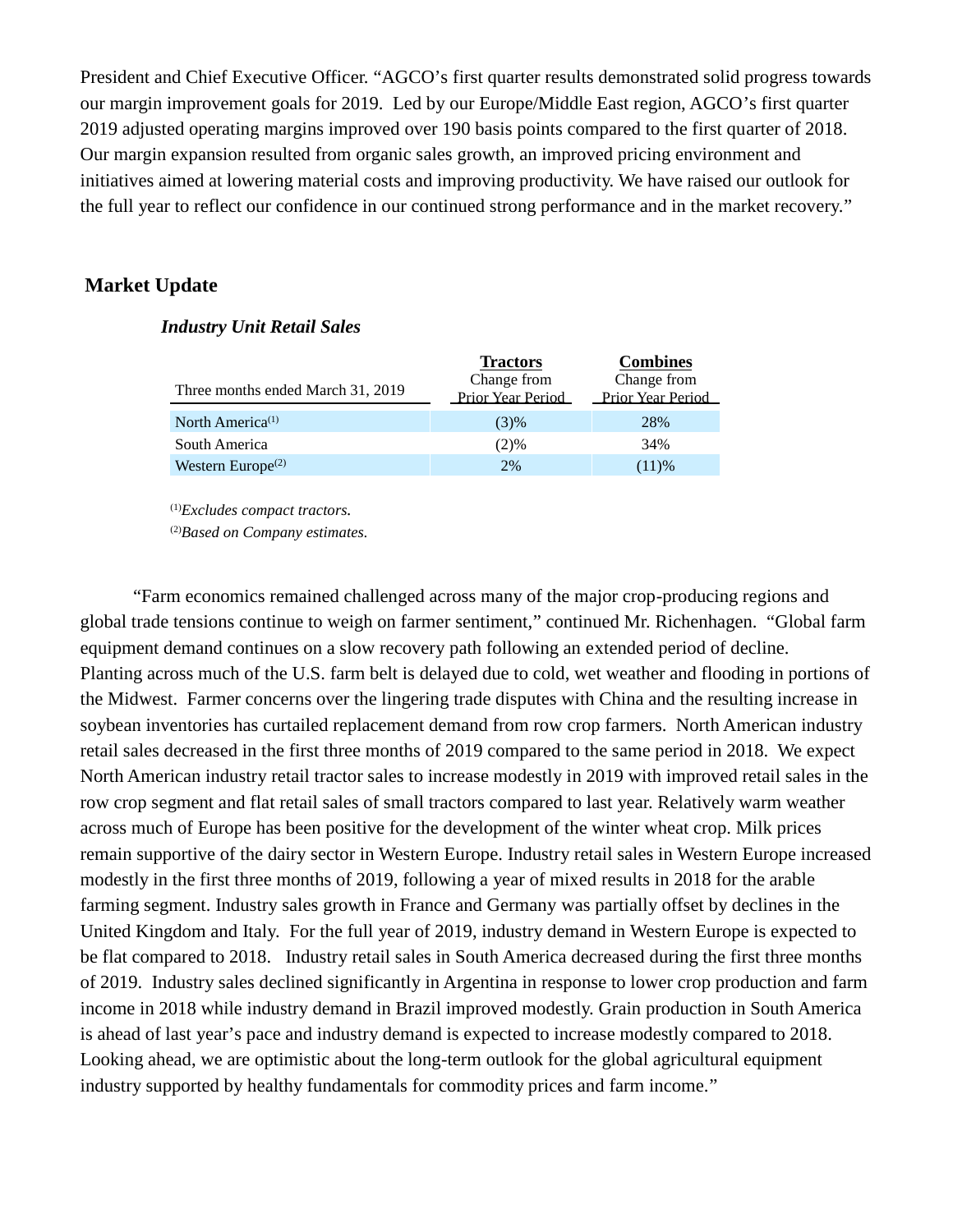President and Chief Executive Officer. "AGCO's first quarter results demonstrated solid progress towards our margin improvement goals for 2019. Led by our Europe/Middle East region, AGCO's first quarter 2019 adjusted operating margins improved over 190 basis points compared to the first quarter of 2018. Our margin expansion resulted from organic sales growth, an improved pricing environment and initiatives aimed at lowering material costs and improving productivity. We have raised our outlook for the full year to reflect our confidence in our continued strong performance and in the market recovery."

## Market Update

### *Industry Unit Retail Sales*

| Three months ended March 31, 2019 | **Tractors** Change from Prior Year Period | **Combines** Change from Prior Year Period |
|---|---|---|
| North America[1] | (3)% | 28% |
| South America | (2)% | 34% |
| Western Europe[2] | 2% | (11)% |

[1]*Excludes compact tractors.*

[2]*Based on Company estimates.*

"Farm economics remained challenged across many of the major crop-producing regions and global trade tensions continue to weigh on farmer sentiment," continued Mr. Richenhagen. "Global farm equipment demand continues on a slow recovery path following an extended period of decline. Planting across much of the U.S. farm belt is delayed due to cold, wet weather and flooding in portions of the Midwest. Farmer concerns over the lingering trade disputes with China and the resulting increase in soybean inventories has curtailed replacement demand from row crop farmers. North American industry retail sales decreased in the first three months of 2019 compared to the same period in 2018. We expect North American industry retail tractor sales to increase modestly in 2019 with improved retail sales in the row crop segment and flat retail sales of small tractors compared to last year. Relatively warm weather across much of Europe has been positive for the development of the winter wheat crop. Milk prices remain supportive of the dairy sector in Western Europe. Industry retail sales in Western Europe increased modestly in the first three months of 2019, following a year of mixed results in 2018 for the arable farming segment. Industry sales growth in France and Germany was partially offset by declines in the United Kingdom and Italy. For the full year of 2019, industry demand in Western Europe is expected to be flat compared to 2018. Industry retail sales in South America decreased during the first three months of 2019. Industry sales declined significantly in Argentina in response to lower crop production and farm income in 2018 while industry demand in Brazil improved modestly. Grain production in South America is ahead of last year's pace and industry demand is expected to increase modestly compared to 2018. Looking ahead, we are optimistic about the long-term outlook for the global agricultural equipment industry supported by healthy fundamentals for commodity prices and farm income."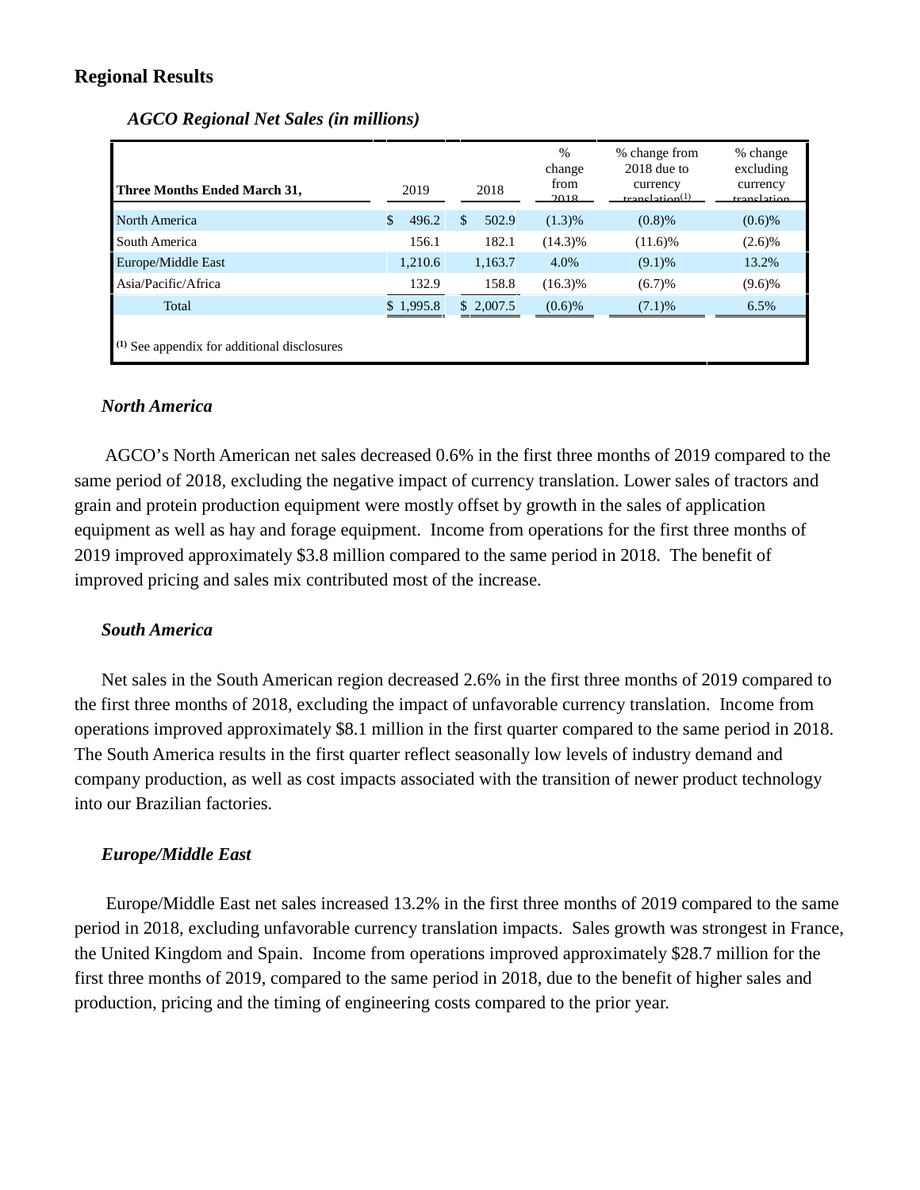## Regional Results

*AGCO Regional Net Sales (in millions)*

| Three Months Ended March 31, | 2019 | 2018 | % change from 2018 | % change from 2018 due to currency translation(1) | % change excluding currency translation |
|---|---|---|---|---|---|
| North America | $ 496.2 | $ 502.9 | (1.3)% | (0.8)% | (0.6)% |
| South America | 156.1 | 182.1 | (14.3)% | (11.6)% | (2.6)% |
| Europe/Middle East | 1,210.6 | 1,163.7 | 4.0% | (9.1)% | 13.2% |
| Asia/Pacific/Africa | 132.9 | 158.8 | (16.3)% | (6.7)% | (9.6)% |
| Total | $ 1,995.8 | $ 2,007.5 | (0.6)% | (7.1)% | 6.5% |

(1) See appendix for additional disclosures

### *North America*

AGCO's North American net sales decreased 0.6% in the first three months of 2019 compared to the same period of 2018, excluding the negative impact of currency translation. Lower sales of tractors and grain and protein production equipment were mostly offset by growth in the sales of application equipment as well as hay and forage equipment. Income from operations for the first three months of 2019 improved approximately $3.8 million compared to the same period in 2018. The benefit of improved pricing and sales mix contributed most of the increase.

### *South America*

Net sales in the South American region decreased 2.6% in the first three months of 2019 compared to the first three months of 2018, excluding the impact of unfavorable currency translation. Income from operations improved approximately $8.1 million in the first quarter compared to the same period in 2018. The South America results in the first quarter reflect seasonally low levels of industry demand and company production, as well as cost impacts associated with the transition of newer product technology into our Brazilian factories.

### *Europe/Middle East*

Europe/Middle East net sales increased 13.2% in the first three months of 2019 compared to the same period in 2018, excluding unfavorable currency translation impacts. Sales growth was strongest in France, the United Kingdom and Spain. Income from operations improved approximately $28.7 million for the first three months of 2019, compared to the same period in 2018, due to the benefit of higher sales and production, pricing and the timing of engineering costs compared to the prior year.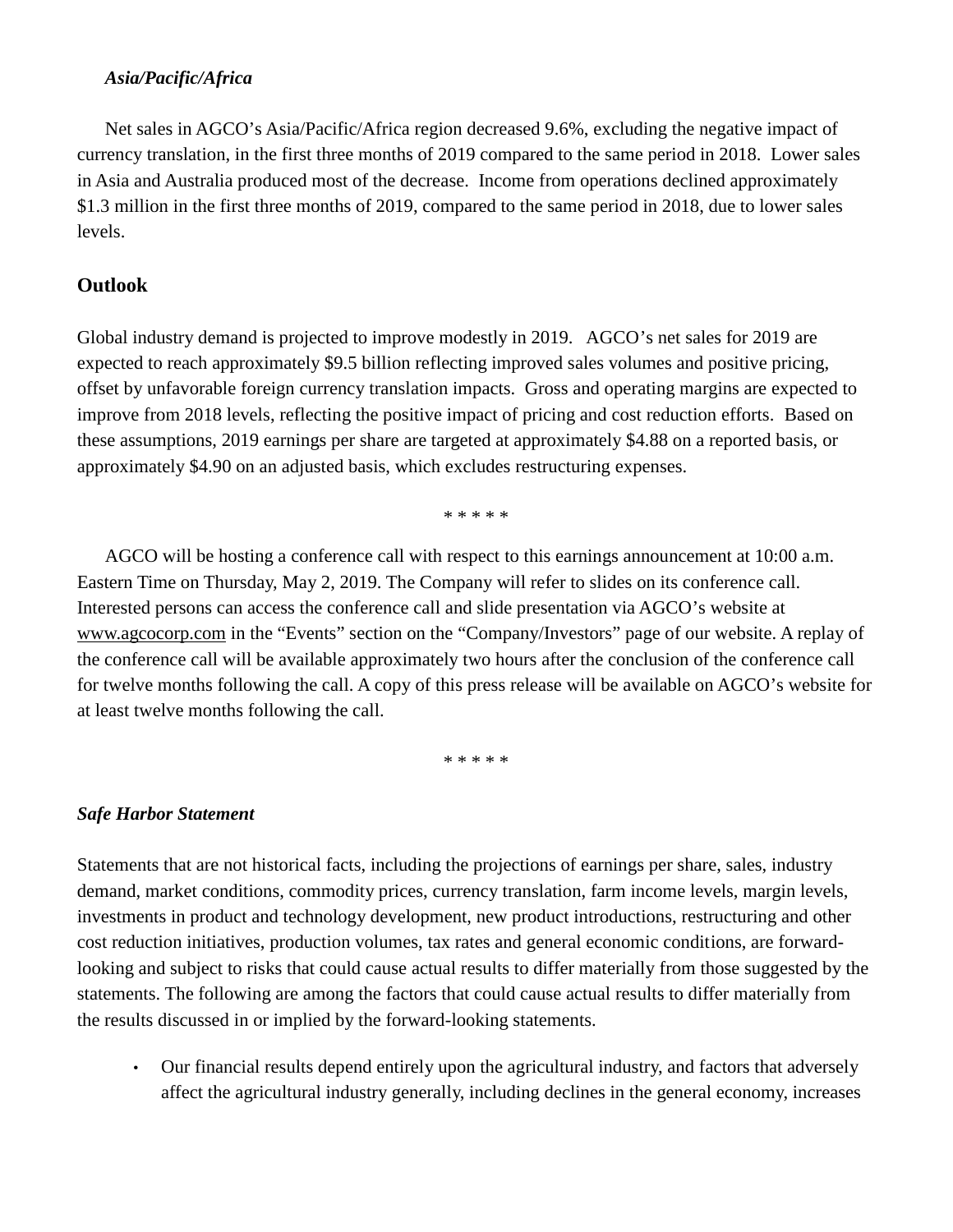### *Asia/Pacific/Africa*

Net sales in AGCO's Asia/Pacific/Africa region decreased 9.6%, excluding the negative impact of currency translation, in the first three months of 2019 compared to the same period in 2018. Lower sales in Asia and Australia produced most of the decrease. Income from operations declined approximately $1.3 million in the first three months of 2019, compared to the same period in 2018, due to lower sales levels.

## Outlook

Global industry demand is projected to improve modestly in 2019. AGCO's net sales for 2019 are expected to reach approximately $9.5 billion reflecting improved sales volumes and positive pricing, offset by unfavorable foreign currency translation impacts. Gross and operating margins are expected to improve from 2018 levels, reflecting the positive impact of pricing and cost reduction efforts. Based on these assumptions, 2019 earnings per share are targeted at approximately $4.88 on a reported basis, or approximately $4.90 on an adjusted basis, which excludes restructuring expenses.

\* \* \* \* \*

AGCO will be hosting a conference call with respect to this earnings announcement at 10:00 a.m. Eastern Time on Thursday, May 2, 2019. The Company will refer to slides on its conference call. Interested persons can access the conference call and slide presentation via AGCO's website at www.agcocorp.com in the "Events" section on the "Company/Investors" page of our website. A replay of the conference call will be available approximately two hours after the conclusion of the conference call for twelve months following the call. A copy of this press release will be available on AGCO's website for at least twelve months following the call.

\* \* \* \* \*

### *Safe Harbor Statement*

Statements that are not historical facts, including the projections of earnings per share, sales, industry demand, market conditions, commodity prices, currency translation, farm income levels, margin levels, investments in product and technology development, new product introductions, restructuring and other cost reduction initiatives, production volumes, tax rates and general economic conditions, are forward-looking and subject to risks that could cause actual results to differ materially from those suggested by the statements. The following are among the factors that could cause actual results to differ materially from the results discussed in or implied by the forward-looking statements.

- Our financial results depend entirely upon the agricultural industry, and factors that adversely affect the agricultural industry generally, including declines in the general economy, increases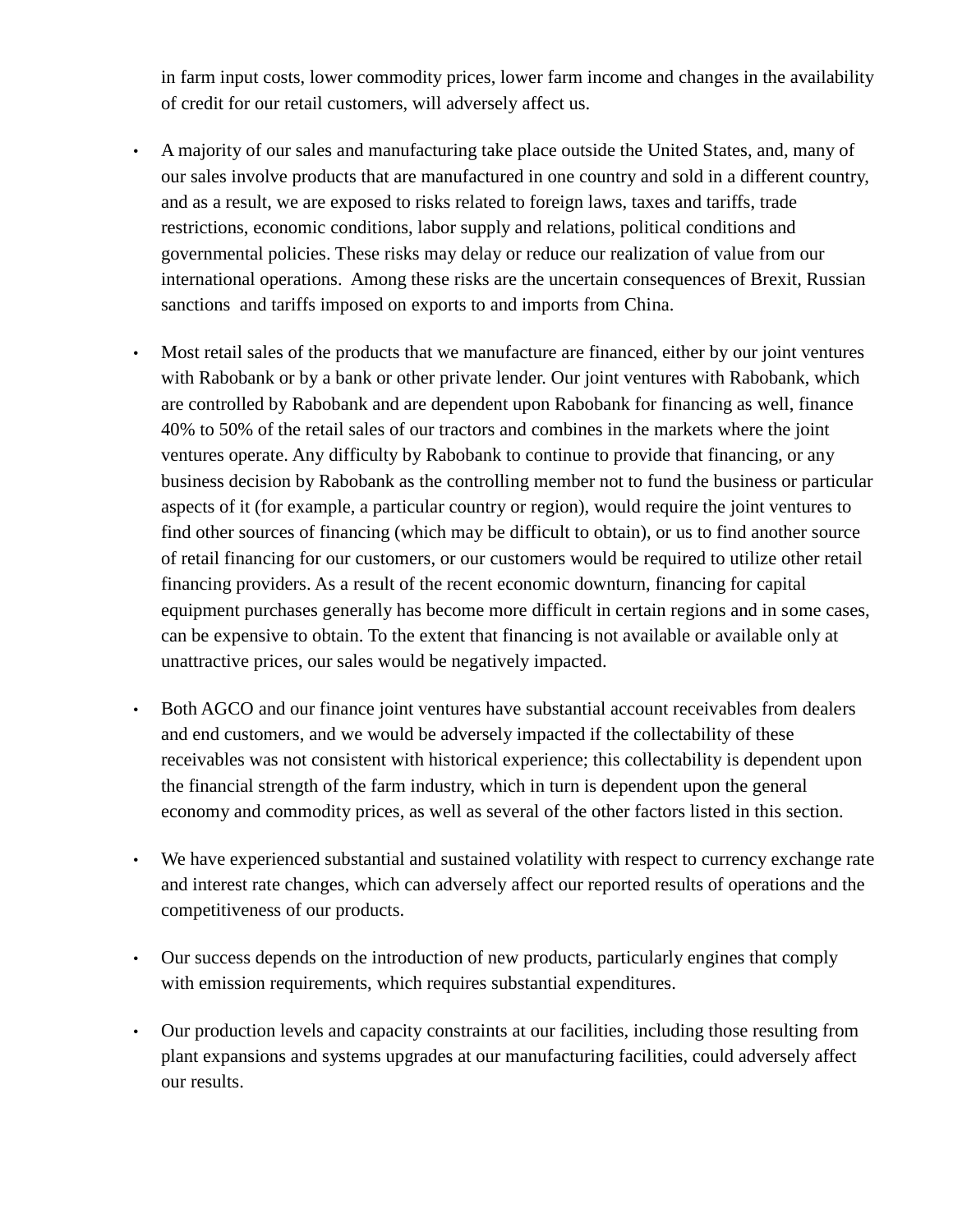in farm input costs, lower commodity prices, lower farm income and changes in the availability of credit for our retail customers, will adversely affect us.

- A majority of our sales and manufacturing take place outside the United States, and, many of our sales involve products that are manufactured in one country and sold in a different country, and as a result, we are exposed to risks related to foreign laws, taxes and tariffs, trade restrictions, economic conditions, labor supply and relations, political conditions and governmental policies. These risks may delay or reduce our realization of value from our international operations. Among these risks are the uncertain consequences of Brexit, Russian sanctions and tariffs imposed on exports to and imports from China.

- Most retail sales of the products that we manufacture are financed, either by our joint ventures with Rabobank or by a bank or other private lender. Our joint ventures with Rabobank, which are controlled by Rabobank and are dependent upon Rabobank for financing as well, finance 40% to 50% of the retail sales of our tractors and combines in the markets where the joint ventures operate. Any difficulty by Rabobank to continue to provide that financing, or any business decision by Rabobank as the controlling member not to fund the business or particular aspects of it (for example, a particular country or region), would require the joint ventures to find other sources of financing (which may be difficult to obtain), or us to find another source of retail financing for our customers, or our customers would be required to utilize other retail financing providers. As a result of the recent economic downturn, financing for capital equipment purchases generally has become more difficult in certain regions and in some cases, can be expensive to obtain. To the extent that financing is not available or available only at unattractive prices, our sales would be negatively impacted.

- Both AGCO and our finance joint ventures have substantial account receivables from dealers and end customers, and we would be adversely impacted if the collectability of these receivables was not consistent with historical experience; this collectability is dependent upon the financial strength of the farm industry, which in turn is dependent upon the general economy and commodity prices, as well as several of the other factors listed in this section.

- We have experienced substantial and sustained volatility with respect to currency exchange rate and interest rate changes, which can adversely affect our reported results of operations and the competitiveness of our products.

- Our success depends on the introduction of new products, particularly engines that comply with emission requirements, which requires substantial expenditures.

- Our production levels and capacity constraints at our facilities, including those resulting from plant expansions and systems upgrades at our manufacturing facilities, could adversely affect our results.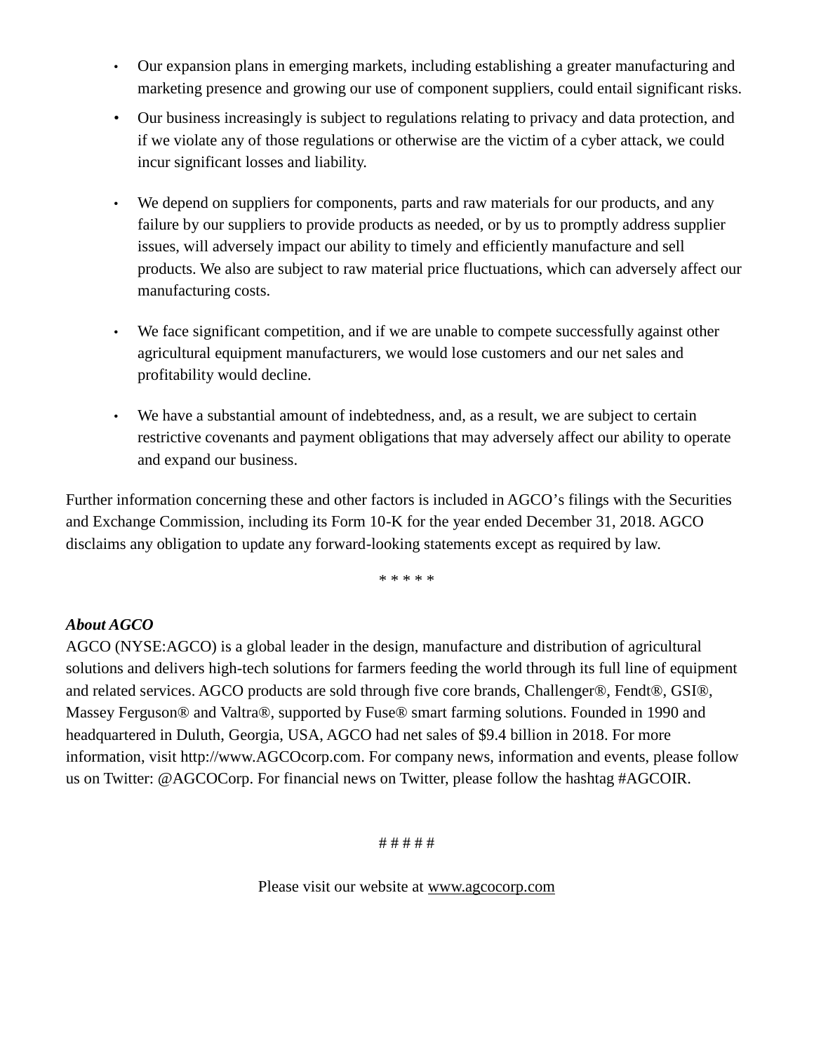- Our expansion plans in emerging markets, including establishing a greater manufacturing and marketing presence and growing our use of component suppliers, could entail significant risks.
- Our business increasingly is subject to regulations relating to privacy and data protection, and if we violate any of those regulations or otherwise are the victim of a cyber attack, we could incur significant losses and liability.
- We depend on suppliers for components, parts and raw materials for our products, and any failure by our suppliers to provide products as needed, or by us to promptly address supplier issues, will adversely impact our ability to timely and efficiently manufacture and sell products. We also are subject to raw material price fluctuations, which can adversely affect our manufacturing costs.
- We face significant competition, and if we are unable to compete successfully against other agricultural equipment manufacturers, we would lose customers and our net sales and profitability would decline.
- We have a substantial amount of indebtedness, and, as a result, we are subject to certain restrictive covenants and payment obligations that may adversely affect our ability to operate and expand our business.

Further information concerning these and other factors is included in AGCO's filings with the Securities and Exchange Commission, including its Form 10-K for the year ended December 31, 2018. AGCO disclaims any obligation to update any forward-looking statements except as required by law.

\* \* \* \* \*

***About AGCO***

AGCO (NYSE:AGCO) is a global leader in the design, manufacture and distribution of agricultural solutions and delivers high-tech solutions for farmers feeding the world through its full line of equipment and related services. AGCO products are sold through five core brands, Challenger®, Fendt®, GSI®, Massey Ferguson® and Valtra®, supported by Fuse® smart farming solutions. Founded in 1990 and headquartered in Duluth, Georgia, USA, AGCO had net sales of $9.4 billion in 2018. For more information, visit http://www.AGCOcorp.com. For company news, information and events, please follow us on Twitter: @AGCOCorp. For financial news on Twitter, please follow the hashtag #AGCOIR.

# # # # #

Please visit our website at www.agcocorp.com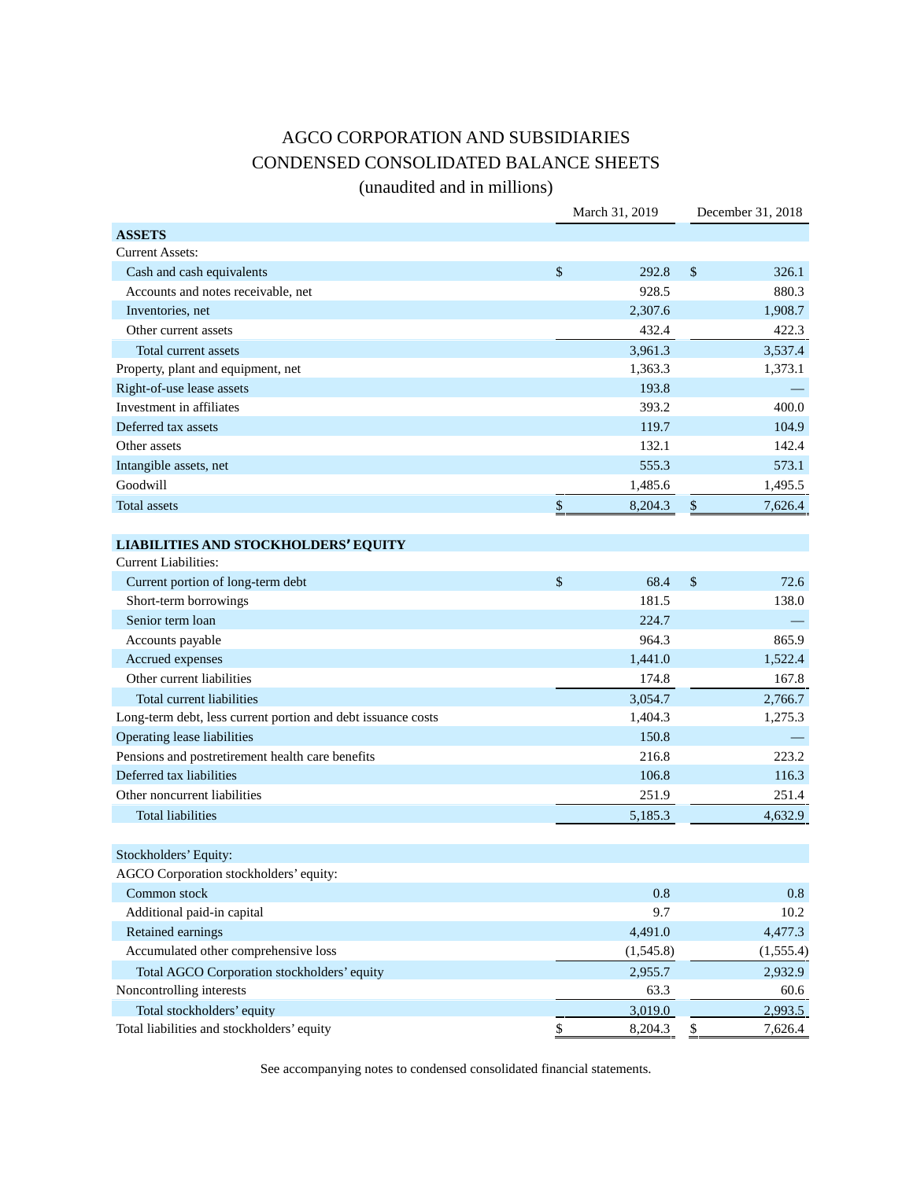# AGCO CORPORATION AND SUBSIDIARIES
## CONDENSED CONSOLIDATED BALANCE SHEETS
### (unaudited and in millions)

| | March 31, 2019 | December 31, 2018 |
|---|---|---|
| **ASSETS** | | |
| Current Assets: | | |
| Cash and cash equivalents | $ 292.8 | $ 326.1 |
| Accounts and notes receivable, net | 928.5 | 880.3 |
| Inventories, net | 2,307.6 | 1,908.7 |
| Other current assets | 432.4 | 422.3 |
| Total current assets | 3,961.3 | 3,537.4 |
| Property, plant and equipment, net | 1,363.3 | 1,373.1 |
| Right-of-use lease assets | 193.8 | — |
| Investment in affiliates | 393.2 | 400.0 |
| Deferred tax assets | 119.7 | 104.9 |
| Other assets | 132.1 | 142.4 |
| Intangible assets, net | 555.3 | 573.1 |
| Goodwill | 1,485.6 | 1,495.5 |
| Total assets | $ 8,204.3 | $ 7,626.4 |
| | | |
| **LIABILITIES AND STOCKHOLDERS' EQUITY** | | |
| Current Liabilities: | | |
| Current portion of long-term debt | $ 68.4 | $ 72.6 |
| Short-term borrowings | 181.5 | 138.0 |
| Senior term loan | 224.7 | — |
| Accounts payable | 964.3 | 865.9 |
| Accrued expenses | 1,441.0 | 1,522.4 |
| Other current liabilities | 174.8 | 167.8 |
| Total current liabilities | 3,054.7 | 2,766.7 |
| Long-term debt, less current portion and debt issuance costs | 1,404.3 | 1,275.3 |
| Operating lease liabilities | 150.8 | — |
| Pensions and postretirement health care benefits | 216.8 | 223.2 |
| Deferred tax liabilities | 106.8 | 116.3 |
| Other noncurrent liabilities | 251.9 | 251.4 |
| Total liabilities | 5,185.3 | 4,632.9 |
| | | |
| Stockholders' Equity: | | |
| AGCO Corporation stockholders' equity: | | |
| Common stock | 0.8 | 0.8 |
| Additional paid-in capital | 9.7 | 10.2 |
| Retained earnings | 4,491.0 | 4,477.3 |
| Accumulated other comprehensive loss | (1,545.8) | (1,555.4) |
| Total AGCO Corporation stockholders' equity | 2,955.7 | 2,932.9 |
| Noncontrolling interests | 63.3 | 60.6 |
| Total stockholders' equity | 3,019.0 | 2,993.5 |
| Total liabilities and stockholders' equity | $ 8,204.3 | $ 7,626.4 |

See accompanying notes to condensed consolidated financial statements.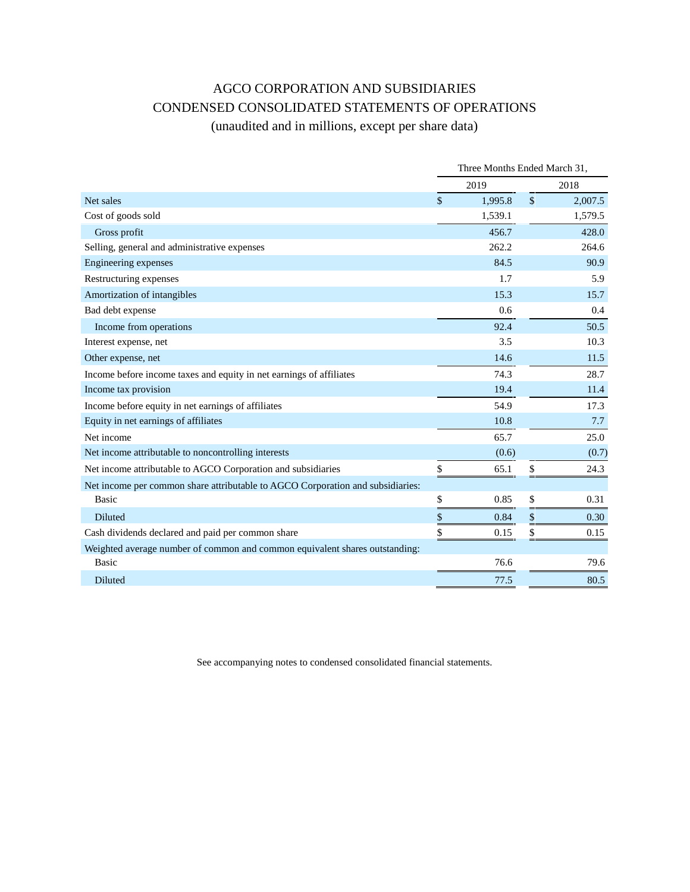# AGCO CORPORATION AND SUBSIDIARIES
## CONDENSED CONSOLIDATED STATEMENTS OF OPERATIONS
### (unaudited and in millions, except per share data)

| | Three Months Ended March 31, | |
|---|---|---|
| | 2019 | 2018 |
| Net sales | $ 1,995.8 | $ 2,007.5 |
| Cost of goods sold | 1,539.1 | 1,579.5 |
| Gross profit | 456.7 | 428.0 |
| Selling, general and administrative expenses | 262.2 | 264.6 |
| Engineering expenses | 84.5 | 90.9 |
| Restructuring expenses | 1.7 | 5.9 |
| Amortization of intangibles | 15.3 | 15.7 |
| Bad debt expense | 0.6 | 0.4 |
| Income from operations | 92.4 | 50.5 |
| Interest expense, net | 3.5 | 10.3 |
| Other expense, net | 14.6 | 11.5 |
| Income before income taxes and equity in net earnings of affiliates | 74.3 | 28.7 |
| Income tax provision | 19.4 | 11.4 |
| Income before equity in net earnings of affiliates | 54.9 | 17.3 |
| Equity in net earnings of affiliates | 10.8 | 7.7 |
| Net income | 65.7 | 25.0 |
| Net income attributable to noncontrolling interests | (0.6) | (0.7) |
| Net income attributable to AGCO Corporation and subsidiaries | $ 65.1 | $ 24.3 |
| Net income per common share attributable to AGCO Corporation and subsidiaries: | | |
| Basic | $ 0.85 | $ 0.31 |
| Diluted | $ 0.84 | $ 0.30 |
| Cash dividends declared and paid per common share | $ 0.15 | $ 0.15 |
| Weighted average number of common and common equivalent shares outstanding: | | |
| Basic | 76.6 | 79.6 |
| Diluted | 77.5 | 80.5 |

See accompanying notes to condensed consolidated financial statements.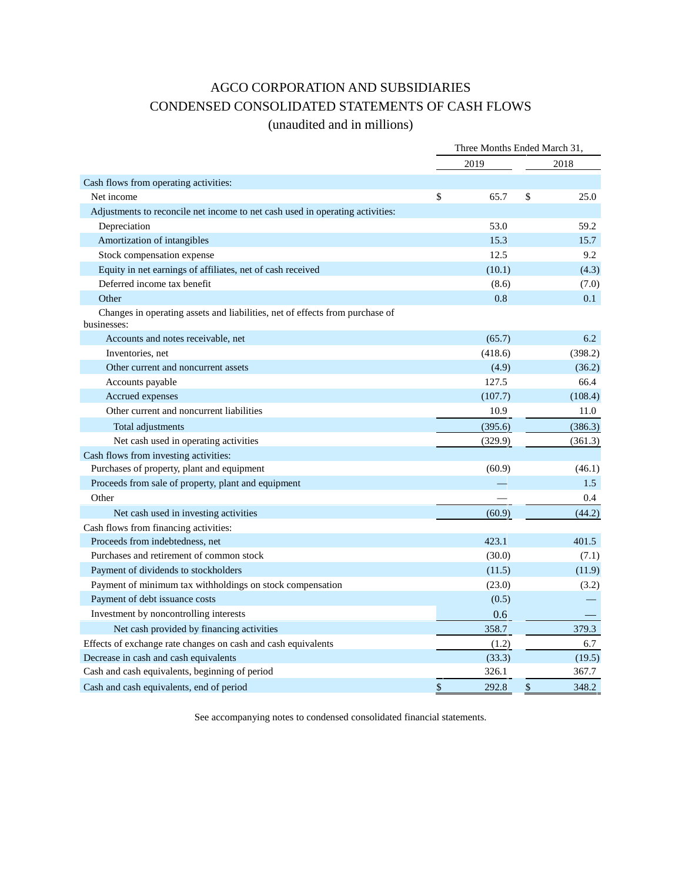# AGCO CORPORATION AND SUBSIDIARIES
## CONDENSED CONSOLIDATED STATEMENTS OF CASH FLOWS
### (unaudited and in millions)

| | Three Months Ended March 31, | |
|---|---|---|
| | 2019 | 2018 |
| Cash flows from operating activities: | | |
| Net income | $ 65.7 | $ 25.0 |
| Adjustments to reconcile net income to net cash used in operating activities: | | |
| Depreciation | 53.0 | 59.2 |
| Amortization of intangibles | 15.3 | 15.7 |
| Stock compensation expense | 12.5 | 9.2 |
| Equity in net earnings of affiliates, net of cash received | (10.1) | (4.3) |
| Deferred income tax benefit | (8.6) | (7.0) |
| Other | 0.8 | 0.1 |
| Changes in operating assets and liabilities, net of effects from purchase of businesses: | | |
| Accounts and notes receivable, net | (65.7) | 6.2 |
| Inventories, net | (418.6) | (398.2) |
| Other current and noncurrent assets | (4.9) | (36.2) |
| Accounts payable | 127.5 | 66.4 |
| Accrued expenses | (107.7) | (108.4) |
| Other current and noncurrent liabilities | 10.9 | 11.0 |
| Total adjustments | (395.6) | (386.3) |
| Net cash used in operating activities | (329.9) | (361.3) |
| Cash flows from investing activities: | | |
| Purchases of property, plant and equipment | (60.9) | (46.1) |
| Proceeds from sale of property, plant and equipment | — | 1.5 |
| Other | — | 0.4 |
| Net cash used in investing activities | (60.9) | (44.2) |
| Cash flows from financing activities: | | |
| Proceeds from indebtedness, net | 423.1 | 401.5 |
| Purchases and retirement of common stock | (30.0) | (7.1) |
| Payment of dividends to stockholders | (11.5) | (11.9) |
| Payment of minimum tax withholdings on stock compensation | (23.0) | (3.2) |
| Payment of debt issuance costs | (0.5) | — |
| Investment by noncontrolling interests | 0.6 | — |
| Net cash provided by financing activities | 358.7 | 379.3 |
| Effects of exchange rate changes on cash and cash equivalents | (1.2) | 6.7 |
| Decrease in cash and cash equivalents | (33.3) | (19.5) |
| Cash and cash equivalents, beginning of period | 326.1 | 367.7 |
| Cash and cash equivalents, end of period | $ 292.8 | $ 348.2 |

See accompanying notes to condensed consolidated financial statements.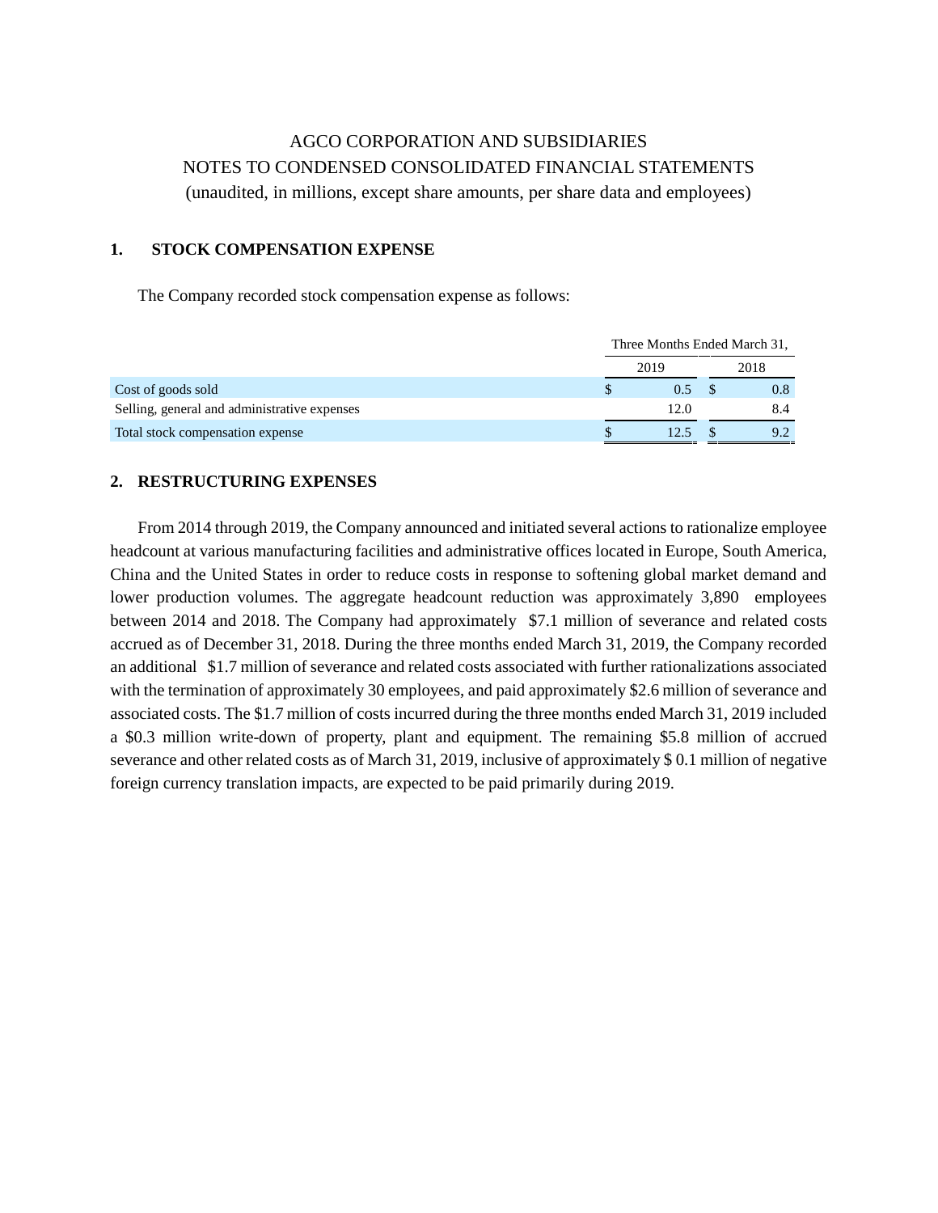AGCO CORPORATION AND SUBSIDIARIES

NOTES TO CONDENSED CONSOLIDATED FINANCIAL STATEMENTS

(unaudited, in millions, except share amounts, per share data and employees)

## 1. STOCK COMPENSATION EXPENSE

The Company recorded stock compensation expense as follows:

| | Three Months Ended March 31, | |
|---|---|---|
| | 2019 | 2018 |
| Cost of goods sold | $ 0.5 | $ 0.8 |
| Selling, general and administrative expenses | 12.0 | 8.4 |
| Total stock compensation expense | $ 12.5 | $ 9.2 |

## 2. RESTRUCTURING EXPENSES

From 2014 through 2019, the Company announced and initiated several actions to rationalize employee headcount at various manufacturing facilities and administrative offices located in Europe, South America, China and the United States in order to reduce costs in response to softening global market demand and lower production volumes. The aggregate headcount reduction was approximately 3,890 employees between 2014 and 2018. The Company had approximately $7.1 million of severance and related costs accrued as of December 31, 2018. During the three months ended March 31, 2019, the Company recorded an additional $1.7 million of severance and related costs associated with further rationalizations associated with the termination of approximately 30 employees, and paid approximately $2.6 million of severance and associated costs. The $1.7 million of costs incurred during the three months ended March 31, 2019 included a $0.3 million write-down of property, plant and equipment. The remaining $5.8 million of accrued severance and other related costs as of March 31, 2019, inclusive of approximately $ 0.1 million of negative foreign currency translation impacts, are expected to be paid primarily during 2019.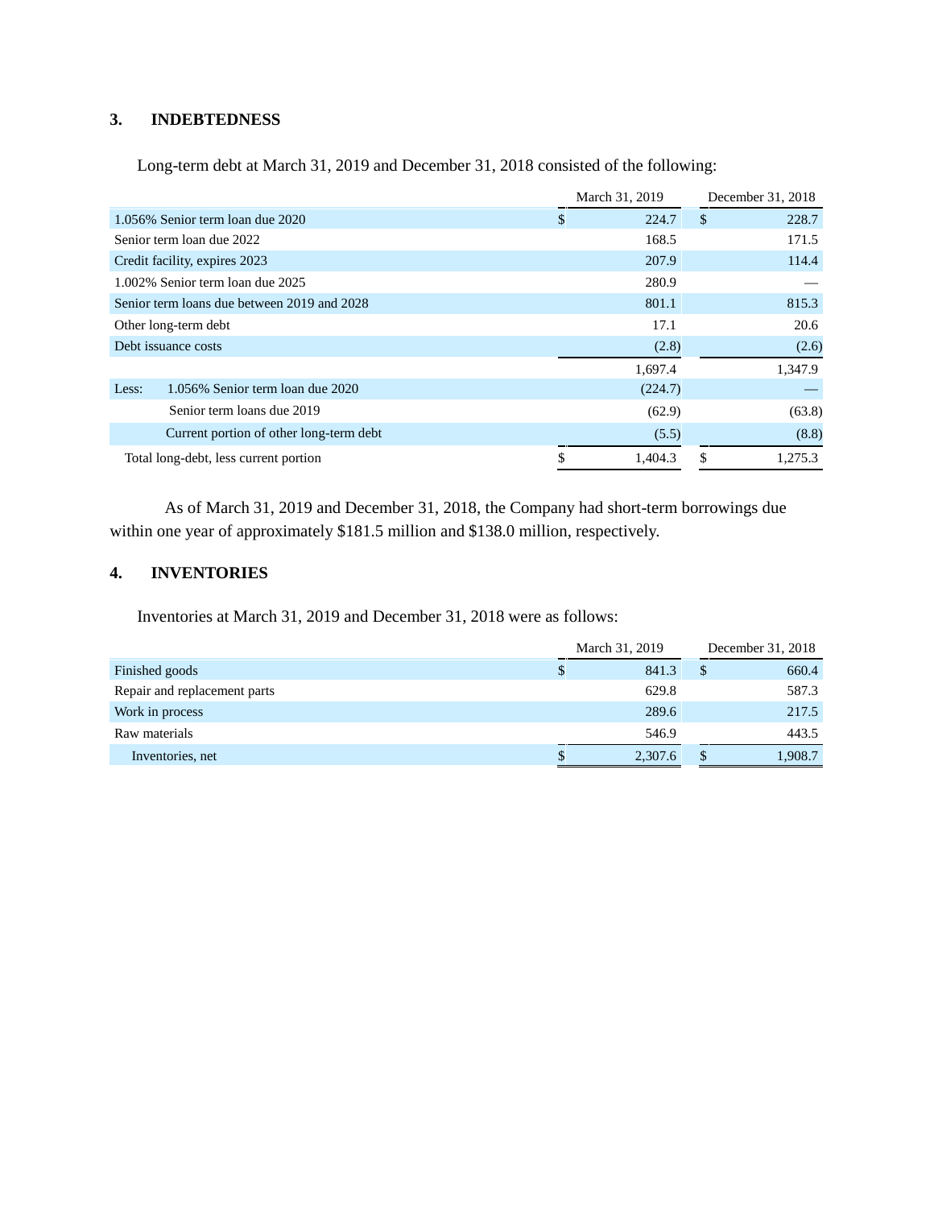## 3. INDEBTEDNESS

Long-term debt at March 31, 2019 and December 31, 2018 consisted of the following:

| | March 31, 2019 | December 31, 2018 |
|---|---|---|
| 1.056% Senior term loan due 2020 | $ 224.7 | $ 228.7 |
| Senior term loan due 2022 | 168.5 | 171.5 |
| Credit facility, expires 2023 | 207.9 | 114.4 |
| 1.002% Senior term loan due 2025 | 280.9 | — |
| Senior term loans due between 2019 and 2028 | 801.1 | 815.3 |
| Other long-term debt | 17.1 | 20.6 |
| Debt issuance costs | (2.8) | (2.6) |
| | 1,697.4 | 1,347.9 |
| Less: 1.056% Senior term loan due 2020 | (224.7) | — |
| Senior term loans due 2019 | (62.9) | (63.8) |
| Current portion of other long-term debt | (5.5) | (8.8) |
| Total long-debt, less current portion | $ 1,404.3 | $ 1,275.3 |

As of March 31, 2019 and December 31, 2018, the Company had short-term borrowings due within one year of approximately $181.5 million and $138.0 million, respectively.

## 4. INVENTORIES

Inventories at March 31, 2019 and December 31, 2018 were as follows:

| | March 31, 2019 | December 31, 2018 |
|---|---|---|
| Finished goods | $ 841.3 | $ 660.4 |
| Repair and replacement parts | 629.8 | 587.3 |
| Work in process | 289.6 | 217.5 |
| Raw materials | 546.9 | 443.5 |
| Inventories, net | $ 2,307.6 | $ 1,908.7 |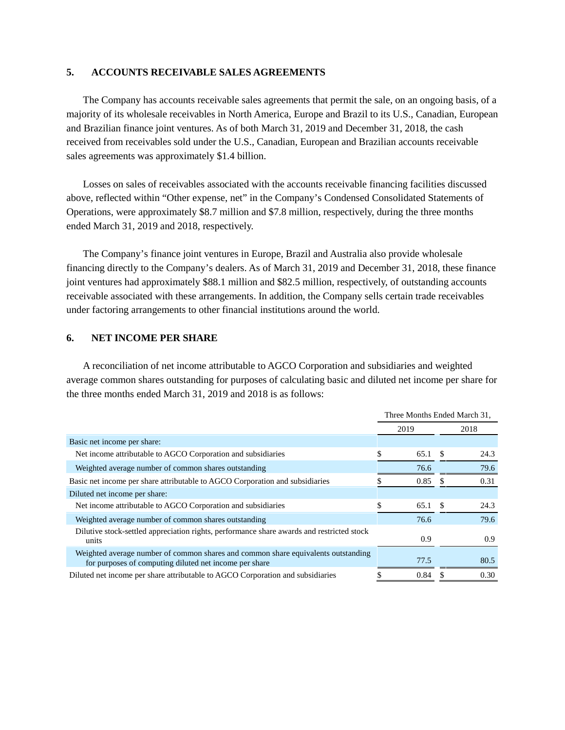## 5. ACCOUNTS RECEIVABLE SALES AGREEMENTS

The Company has accounts receivable sales agreements that permit the sale, on an ongoing basis, of a majority of its wholesale receivables in North America, Europe and Brazil to its U.S., Canadian, European and Brazilian finance joint ventures. As of both March 31, 2019 and December 31, 2018, the cash received from receivables sold under the U.S., Canadian, European and Brazilian accounts receivable sales agreements was approximately $1.4 billion.

Losses on sales of receivables associated with the accounts receivable financing facilities discussed above, reflected within "Other expense, net" in the Company's Condensed Consolidated Statements of Operations, were approximately $8.7 million and $7.8 million, respectively, during the three months ended March 31, 2019 and 2018, respectively.

The Company's finance joint ventures in Europe, Brazil and Australia also provide wholesale financing directly to the Company's dealers. As of March 31, 2019 and December 31, 2018, these finance joint ventures had approximately $88.1 million and $82.5 million, respectively, of outstanding accounts receivable associated with these arrangements. In addition, the Company sells certain trade receivables under factoring arrangements to other financial institutions around the world.

## 6. NET INCOME PER SHARE

A reconciliation of net income attributable to AGCO Corporation and subsidiaries and weighted average common shares outstanding for purposes of calculating basic and diluted net income per share for the three months ended March 31, 2019 and 2018 is as follows:

| | Three Months Ended March 31, | |
|---|---|---|
| | 2019 | 2018 |
| Basic net income per share: | | |
| Net income attributable to AGCO Corporation and subsidiaries | $ 65.1 | $ 24.3 |
| Weighted average number of common shares outstanding | 76.6 | 79.6 |
| Basic net income per share attributable to AGCO Corporation and subsidiaries | $ 0.85 | $ 0.31 |
| Diluted net income per share: | | |
| Net income attributable to AGCO Corporation and subsidiaries | $ 65.1 | $ 24.3 |
| Weighted average number of common shares outstanding | 76.6 | 79.6 |
| Dilutive stock-settled appreciation rights, performance share awards and restricted stock units | 0.9 | 0.9 |
| Weighted average number of common shares and common share equivalents outstanding for purposes of computing diluted net income per share | 77.5 | 80.5 |
| Diluted net income per share attributable to AGCO Corporation and subsidiaries | $ 0.84 | $ 0.30 |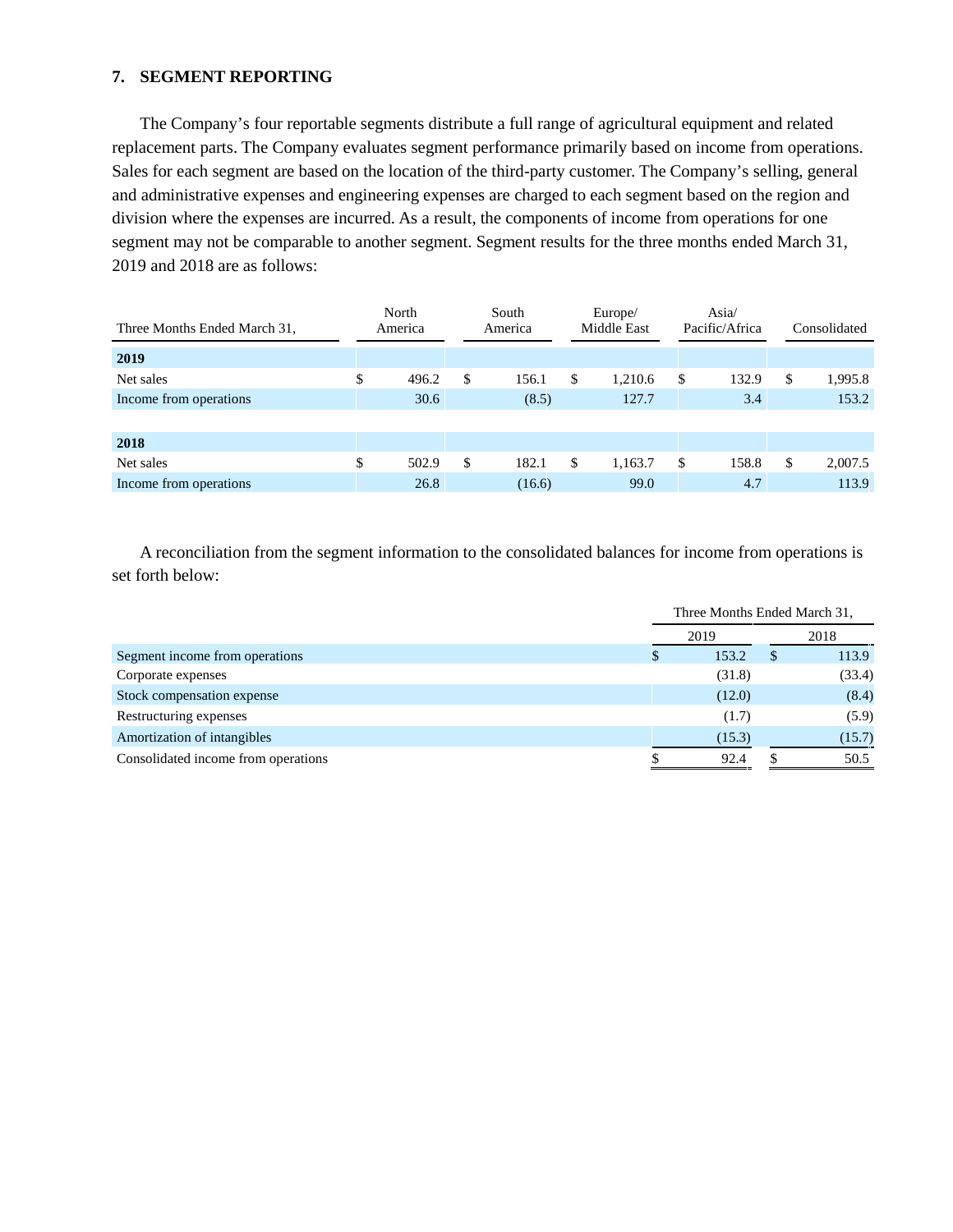## 7. SEGMENT REPORTING

The Company's four reportable segments distribute a full range of agricultural equipment and related replacement parts. The Company evaluates segment performance primarily based on income from operations. Sales for each segment are based on the location of the third-party customer. The Company's selling, general and administrative expenses and engineering expenses are charged to each segment based on the region and division where the expenses are incurred. As a result, the components of income from operations for one segment may not be comparable to another segment. Segment results for the three months ended March 31, 2019 and 2018 are as follows:

| Three Months Ended March 31, | North America | South America | Europe/ Middle East | Asia/ Pacific/Africa | Consolidated |
|---|---|---|---|---|---|
| **2019** | | | | | |
| Net sales | $ 496.2 | $ 156.1 | $ 1,210.6 | $ 132.9 | $ 1,995.8 |
| Income from operations | 30.6 | (8.5) | 127.7 | 3.4 | 153.2 |
| | | | | | |
| **2018** | | | | | |
| Net sales | $ 502.9 | $ 182.1 | $ 1,163.7 | $ 158.8 | $ 2,007.5 |
| Income from operations | 26.8 | (16.6) | 99.0 | 4.7 | 113.9 |

A reconciliation from the segment information to the consolidated balances for income from operations is set forth below:

| | Three Months Ended March 31, | |
|---|---|---|
| | 2019 | 2018 |
| Segment income from operations | $ 153.2 | $ 113.9 |
| Corporate expenses | (31.8) | (33.4) |
| Stock compensation expense | (12.0) | (8.4) |
| Restructuring expenses | (1.7) | (5.9) |
| Amortization of intangibles | (15.3) | (15.7) |
| Consolidated income from operations | $ 92.4 | $ 50.5 |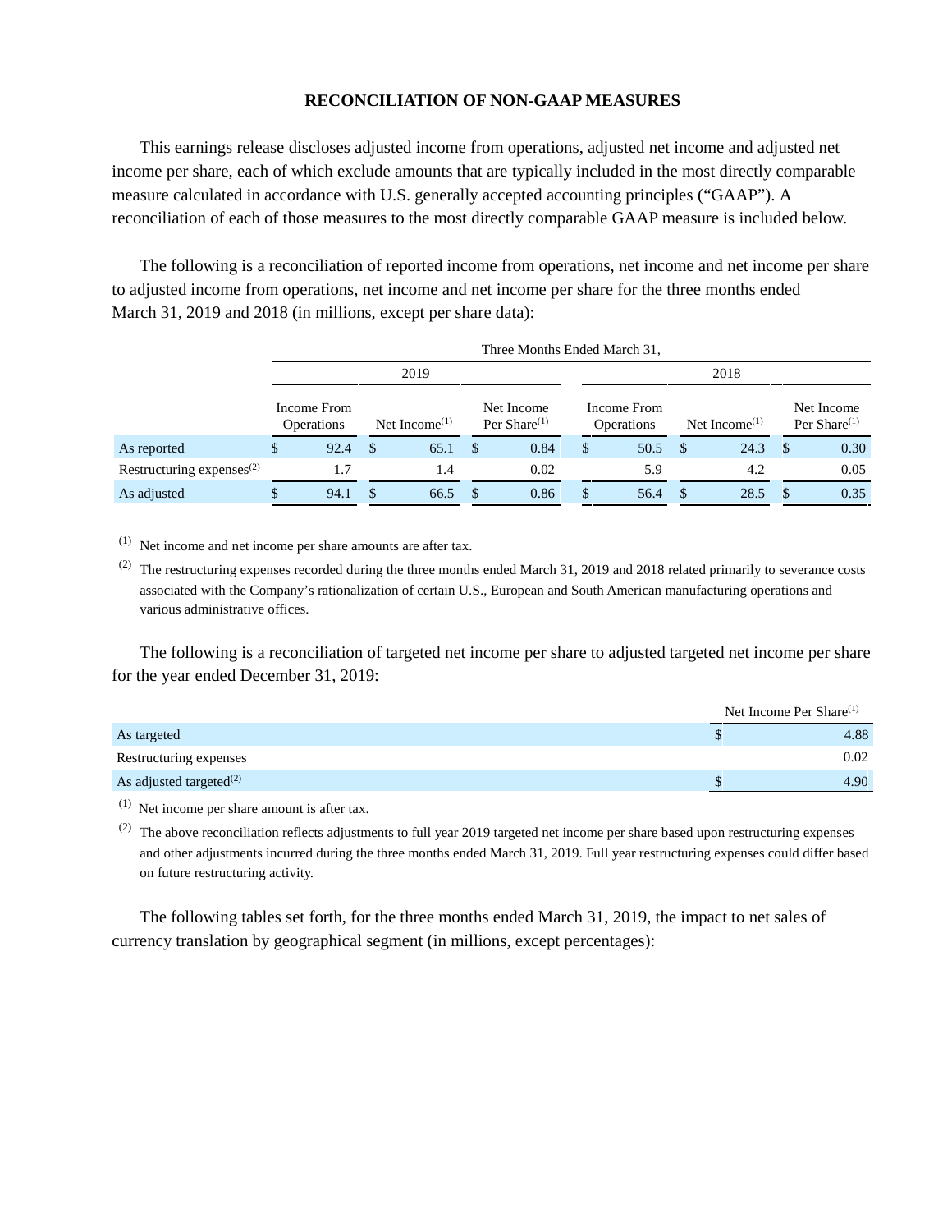**RECONCILIATION OF NON-GAAP MEASURES**

This earnings release discloses adjusted income from operations, adjusted net income and adjusted net income per share, each of which exclude amounts that are typically included in the most directly comparable measure calculated in accordance with U.S. generally accepted accounting principles ("GAAP"). A reconciliation of each of those measures to the most directly comparable GAAP measure is included below.

The following is a reconciliation of reported income from operations, net income and net income per share to adjusted income from operations, net income and net income per share for the three months ended March 31, 2019 and 2018 (in millions, except per share data):

| | Three Months Ended March 31, | | | | | |
|---|---|---|---|---|---|---|
| | 2019 | | | 2018 | | |
| | Income From Operations | Net Income[1] | Net Income Per Share[1] | Income From Operations | Net Income[1] | Net Income Per Share[1] |
| As reported | $ 92.4 | $ 65.1 | $ 0.84 | $ 50.5 | $ 24.3 | $ 0.30 |
| Restructuring expenses[2] | 1.7 | 1.4 | 0.02 | 5.9 | 4.2 | 0.05 |
| As adjusted | $ 94.1 | $ 66.5 | $ 0.86 | $ 56.4 | $ 28.5 | $ 0.35 |

[1] Net income and net income per share amounts are after tax.

[2] The restructuring expenses recorded during the three months ended March 31, 2019 and 2018 related primarily to severance costs associated with the Company's rationalization of certain U.S., European and South American manufacturing operations and various administrative offices.

The following is a reconciliation of targeted net income per share to adjusted targeted net income per share for the year ended December 31, 2019:

| | Net Income Per Share[1] |
|---|---|
| As targeted | $ 4.88 |
| Restructuring expenses | 0.02 |
| As adjusted targeted[2] | $ 4.90 |

[1] Net income per share amount is after tax.

[2] The above reconciliation reflects adjustments to full year 2019 targeted net income per share based upon restructuring expenses and other adjustments incurred during the three months ended March 31, 2019. Full year restructuring expenses could differ based on future restructuring activity.

The following tables set forth, for the three months ended March 31, 2019, the impact to net sales of currency translation by geographical segment (in millions, except percentages):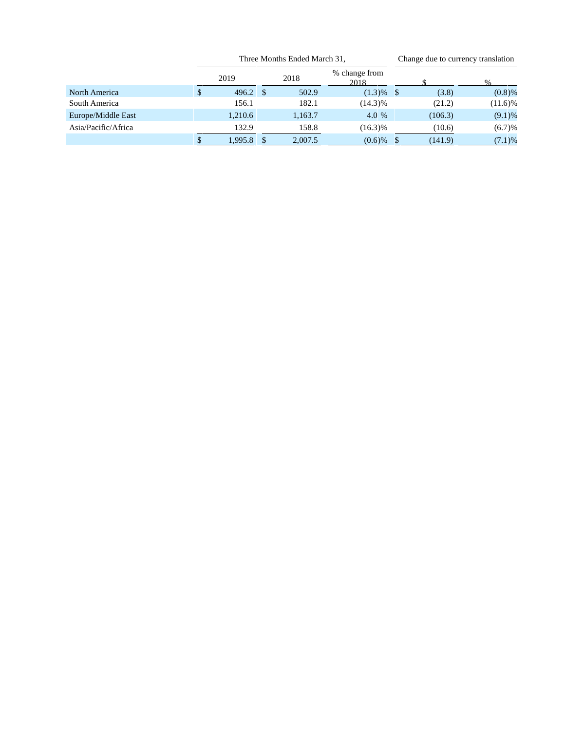| | Three Months Ended March 31, | | | Change due to currency translation | |
|---|---|---|---|---|---|
| | 2019 | 2018 | % change from 2018 | $ | % |
| North America | $ 496.2 | $ 502.9 | (1.3)% | $ (3.8) | (0.8)% |
| South America | 156.1 | 182.1 | (14.3)% | (21.2) | (11.6)% |
| Europe/Middle East | 1,210.6 | 1,163.7 | 4.0 % | (106.3) | (9.1)% |
| Asia/Pacific/Africa | 132.9 | 158.8 | (16.3)% | (10.6) | (6.7)% |
| | $ 1,995.8 | $ 2,007.5 | (0.6)% | $ (141.9) | (7.1)% |